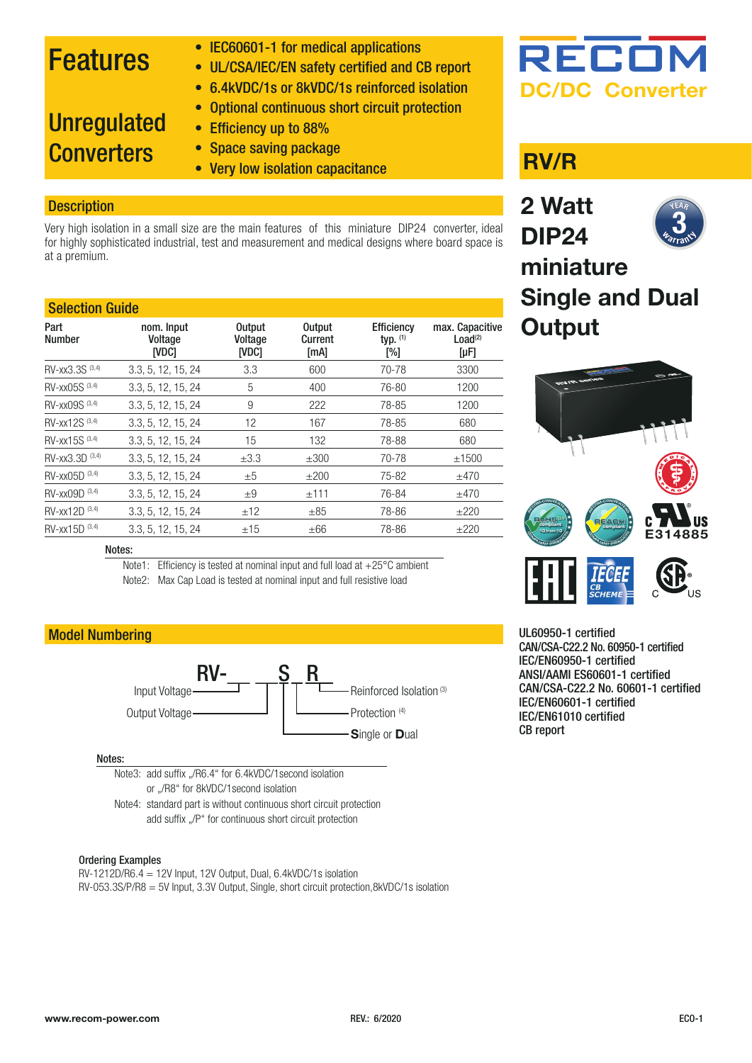RECOM
DC/DC Converter

# Features

## Unregulated Converters

- IEC60601-1 for medical applications
- UL/CSA/IEC/EN safety certified and CB report
- 6.4kVDC/1s or 8kVDC/1s reinforced isolation
- Optional continuous short circuit protection
- Efficiency up to 88%
- Space saving package
- Very low isolation capacitance

# RV/R

## 2 Watt DIP24 miniature Single and Dual Output

## Description

Very high isolation in a small size are the main features of this miniature DIP24 converter, ideal for highly sophisticated industrial, test and measurement and medical designs where board space is at a premium.

## Selection Guide

| Part Number | nom. Input Voltage [VDC] | Output Voltage [VDC] | Output Current [mA] | Efficiency typ. (1) [%] | max. Capacitive Load(2) [µF] |
|---|---|---|---|---|---|
| RV-xx3.3S (3,4) | 3.3, 5, 12, 15, 24 | 3.3 | 600 | 70-78 | 3300 |
| RV-xx05S (3,4) | 3.3, 5, 12, 15, 24 | 5 | 400 | 76-80 | 1200 |
| RV-xx09S (3,4) | 3.3, 5, 12, 15, 24 | 9 | 222 | 78-85 | 1200 |
| RV-xx12S (3,4) | 3.3, 5, 12, 15, 24 | 12 | 167 | 78-85 | 680 |
| RV-xx15S (3,4) | 3.3, 5, 12, 15, 24 | 15 | 132 | 78-88 | 680 |
| RV-xx3.3D (3,4) | 3.3, 5, 12, 15, 24 | ±3.3 | ±300 | 70-78 | ±1500 |
| RV-xx05D (3,4) | 3.3, 5, 12, 15, 24 | ±5 | ±200 | 75-82 | ±470 |
| RV-xx09D (3,4) | 3.3, 5, 12, 15, 24 | ±9 | ±111 | 76-84 | ±470 |
| RV-xx12D (3,4) | 3.3, 5, 12, 15, 24 | ±12 | ±85 | 78-86 | ±220 |
| RV-xx15D (3,4) | 3.3, 5, 12, 15, 24 | ±15 | ±66 | 78-86 | ±220 |

Notes:

Note1: Efficiency is tested at nominal input and full load at +25°C ambient

Note2: Max Cap Load is tested at nominal input and full resistive load

UL60950-1 certified
CAN/CSA-C22.2 No. 60950-1 certified
IEC/EN60950-1 certified
ANSI/AAMI ES60601-1 certified
CAN/CSA-C22.2 No. 60601-1 certified
IEC/EN60601-1 certified
IEC/EN61010 certified
CB report

E314885

## Model Numbering

RV-__ __ S R

- Input Voltage
- Output Voltage
- Reinforced Isolation (3)
- Protection (4)
- **S**ingle or **D**ual

Notes:

Note3: add suffix „/R6.4" for 6.4kVDC/1second isolation or „/R8" for 8kVDC/1second isolation

Note4: standard part is without continuous short circuit protection add suffix „/P" for continuous short circuit protection

### Ordering Examples

RV-1212D/R6.4 = 12V Input, 12V Output, Dual, 6.4kVDC/1s isolation
RV-053.3S/P/R8 = 5V Input, 3.3V Output, Single, short circuit protection,8kVDC/1s isolation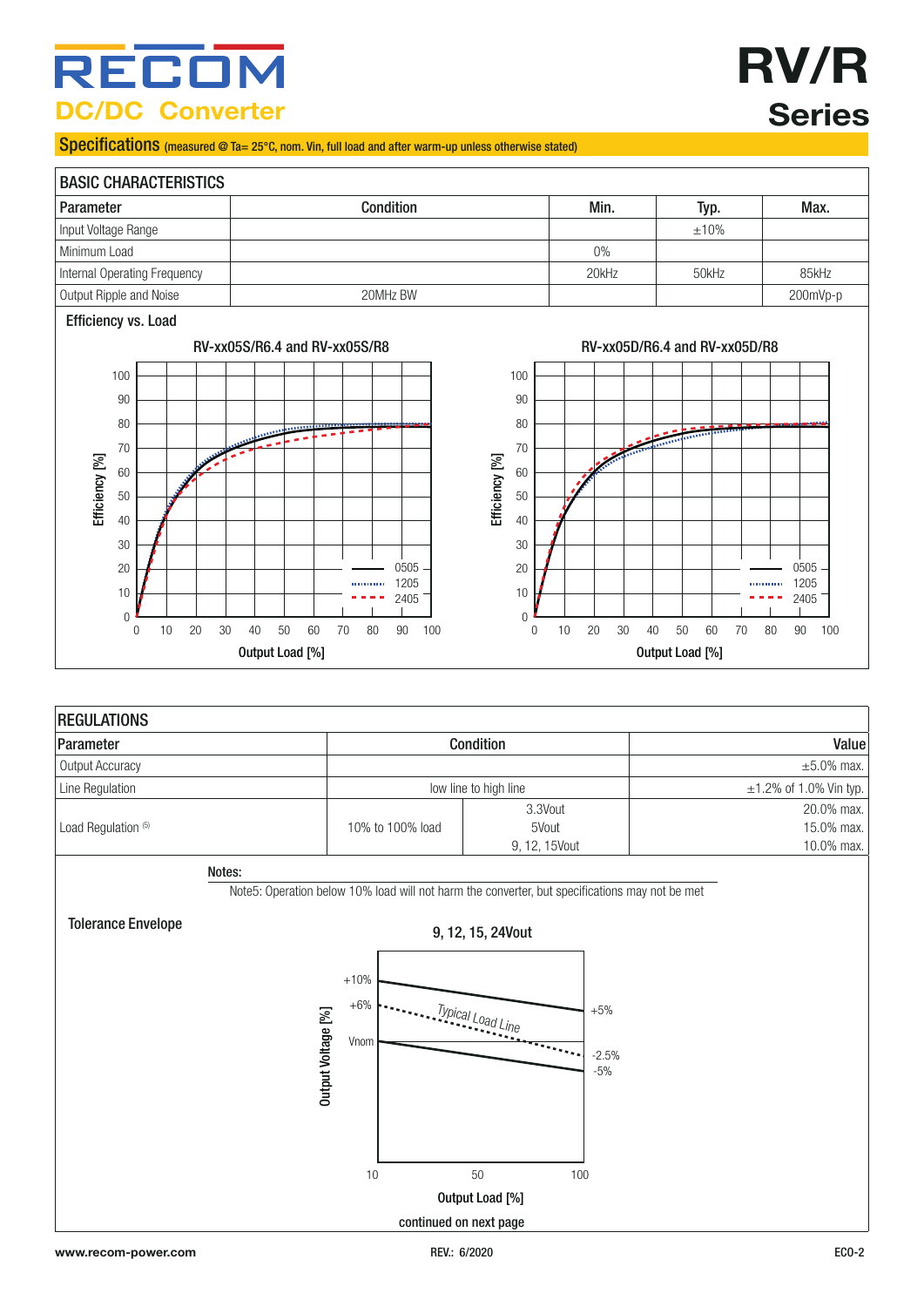## Specifications (measured @ Ta= 25°C, nom. Vin, full load and after warm-up unless otherwise stated)

| BASIC CHARACTERISTICS | | | | |
|---|---|---|---|---|
| Parameter | Condition | Min. | Typ. | Max. |
| Input Voltage Range | | | ±10% | |
| Minimum Load | | 0% | | |
| Internal Operating Frequency | | 20kHz | 50kHz | 85kHz |
| Output Ripple and Noise | 20MHz BW | | | 200mVp-p |

### Efficiency vs. Load

RV-xx05S/R6.4 and RV-xx05S/R8

RV-xx05D/R6.4 and RV-xx05D/R8

| REGULATIONS | | | |
|---|---|---|---|
| Parameter | Condition | | Value |
| Output Accuracy | | | ±5.0% max. |
| Line Regulation | low line to high line | | ±1.2% of 1.0% Vin typ. |
| Load Regulation [5] | 10% to 100% load | 3.3Vout | 20.0% max. |
| | | 5Vout | 15.0% max. |
| | | 9, 12, 15Vout | 10.0% max. |

Notes:

Note5: Operation below 10% load will not harm the converter, but specifications may not be met

### Tolerance Envelope

9, 12, 15, 24Vout

continued on next page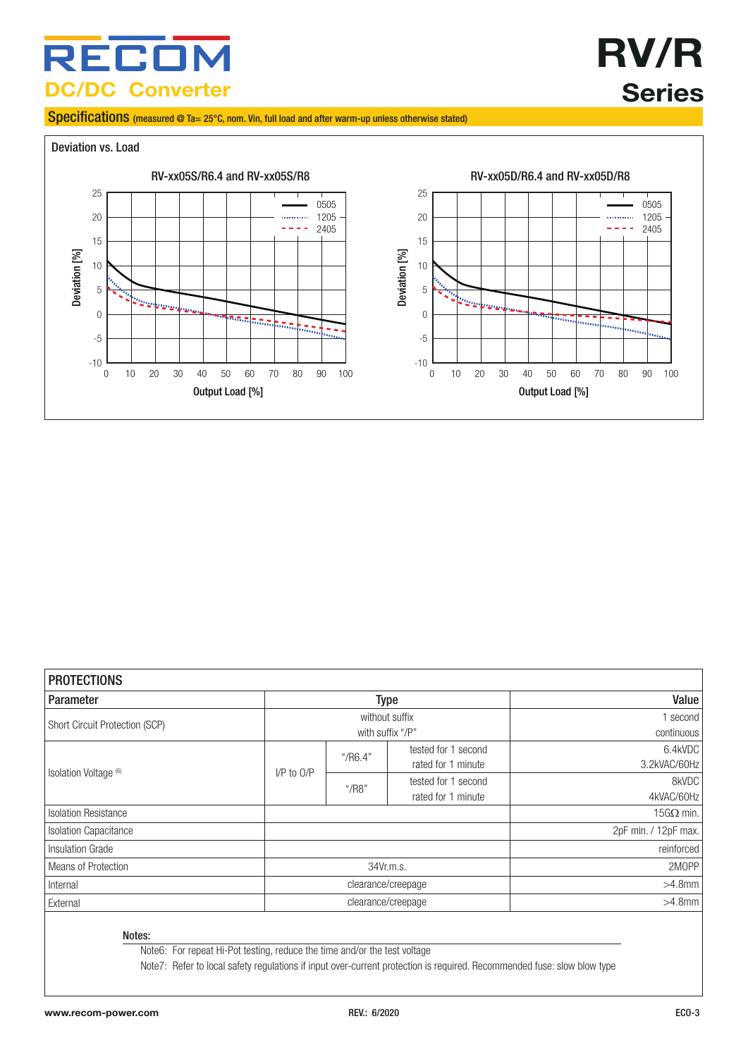## Specifications (measured @ Ta= 25°C, nom. Vin, full load and after warm-up unless otherwise stated)

### Deviation vs. Load

RV-xx05S/R6.4 and RV-xx05S/R8

RV-xx05D/R6.4 and RV-xx05D/R8

### PROTECTIONS

| Parameter | Type | | | Value |
|---|---|---|---|---|
| Short Circuit Protection (SCP) | without suffix | | | 1 second |
| | with suffix "/P" | | | continuous |
| Isolation Voltage (6) | I/P to O/P | "/R6.4" | tested for 1 second | 6.4kVDC |
| | | | rated for 1 minute | 3.2kVAC/60Hz |
| | | "/R8" | tested for 1 second | 8kVDC |
| | | | rated for 1 minute | 4kVAC/60Hz |
| Isolation Resistance | | | | 15GΩ min. |
| Isolation Capacitance | | | | 2pF min. / 12pF max. |
| Insulation Grade | | | | reinforced |
| Means of Protection | 34Vr.m.s. | | | 2MOPP |
| Internal | clearance/creepage | | | >4.8mm |
| External | clearance/creepage | | | >4.8mm |

**Notes:**

Note6: For repeat Hi-Pot testing, reduce the time and/or the test voltage

Note7: Refer to local safety regulations if input over-current protection is required. Recommended fuse: slow blow type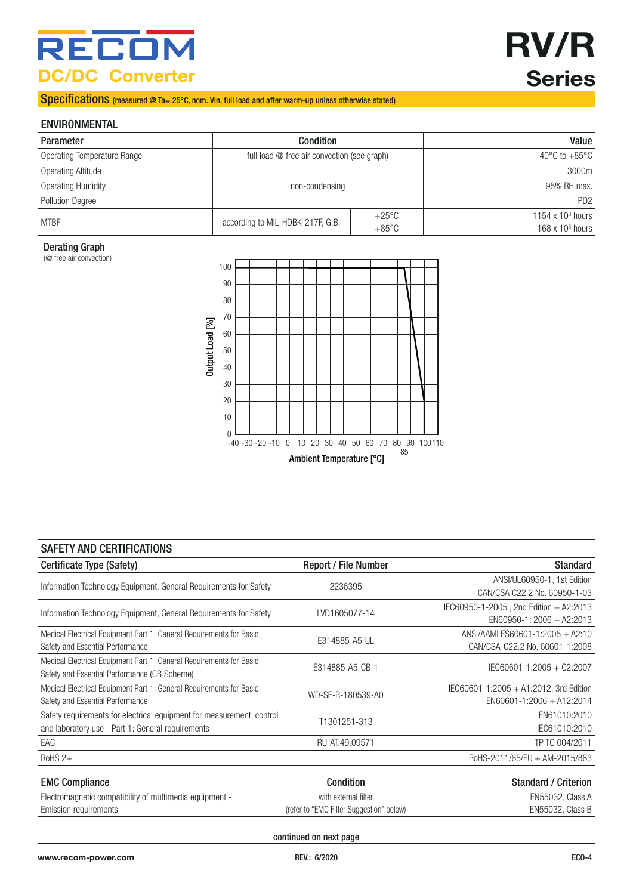## Specifications (measured @ Ta= 25°C, nom. Vin, full load and after warm-up unless otherwise stated)

### ENVIRONMENTAL

| Parameter | Condition | | Value |
|---|---|---|---|
| Operating Temperature Range | full load @ free air convection (see graph) | | -40°C to +85°C |
| Operating Altitude | | | 3000m |
| Operating Humidity | non-condensing | | 95% RH max. |
| Pollution Degree | | | PD2 |
| MTBF | according to MIL-HDBK-217F, G.B. | +25°C<br>+85°C | 1154 x $10^3$ hours<br>168 x $10^3$ hours |

**Derating Graph**
(@ free air convection)

Output Load [%] vs Ambient Temperature [°C]: 100% output load from -40°C to 85°C, decreasing to 20% at 100°C.

### SAFETY AND CERTIFICATIONS

| Certificate Type (Safety) | Report / File Number | Standard |
|---|---|---|
| Information Technology Equipment, General Requirements for Safety | 2236395 | ANSI/UL60950-1, 1st Edition<br>CAN/CSA C22.2 No. 60950-1-03 |
| Information Technology Equipment, General Requirements for Safety | LVD1605077-14 | IEC60950-1-2005 , 2nd Edition + A2:2013<br>EN60950-1: 2006 + A2:2013 |
| Medical Electrical Equipment Part 1: General Requirements for Basic Safety and Essential Performance | E314885-A5-UL | ANSI/AAMI ES60601-1:2005 + A2:10<br>CAN/CSA-C22.2 No. 60601-1:2008 |
| Medical Electrical Equipment Part 1: General Requirements for Basic Safety and Essential Performance (CB Scheme) | E314885-A5-CB-1 | IEC60601-1:2005 + C2:2007 |
| Medical Electrical Equipment Part 1: General Requirements for Basic Safety and Essential Performance | WD-SE-R-180539-A0 | IEC60601-1:2005 + A1:2012, 3rd Edition<br>EN60601-1:2006 + A12:2014 |
| Safety requirements for electrical equipment for measurement, control and laboratory use - Part 1: General requirements | T1301251-313 | EN61010:2010<br>IEC61010:2010 |
| EAC | RU-AT.49.09571 | TP TC 004/2011 |
| RoHS 2+ | | RoHS-2011/65/EU + AM-2015/863 |

| EMC Compliance | Condition | Standard / Criterion |
|---|---|---|
| Electromagnetic compatibility of multimedia equipment - Emission requirements | with external filter<br>(refer to "EMC Filter Suggestion" below) | EN55032, Class A<br>EN55032, Class B |

continued on next page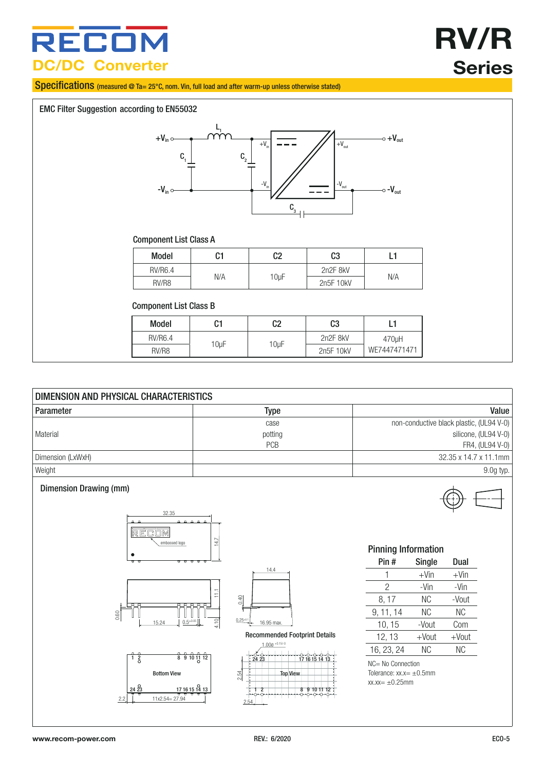# RECOM DC/DC Converter

# RV/R Series

## Specifications (measured @ Ta= 25°C, nom. Vin, full load and after warm-up unless otherwise stated)

### EMC Filter Suggestion according to EN55032

**Component List Class A**

| Model | C1 | C2 | C3 | L1 |
|---|---|---|---|---|
| RV/R6.4 | N/A | 10µF | 2n2F 8kV | N/A |
| RV/R8 | | | 2n5F 10kV | |

**Component List Class B**

| Model | C1 | C2 | C3 | L1 |
|---|---|---|---|---|
| RV/R6.4 | 10µF | 10µF | 2n2F 8kV | 470µH WE7447471471 |
| RV/R8 | | | 2n5F 10kV | |

### DIMENSION AND PHYSICAL CHARACTERISTICS

| Parameter | Type | Value |
|---|---|---|
| Material | case | non-conductive black plastic, (UL94 V-0) |
| | potting | silicone, (UL94 V-0) |
| | PCB | FR4, (UL94 V-0) |
| Dimension (LxWxH) | | 32.35 x 14.7 x 11.1mm |
| Weight | | 9.0g typ. |

### Dimension Drawing (mm)

Recommended Footprint Details

**Pinning Information**

| Pin # | Single | Dual |
|---|---|---|
| 1 | +Vin | +Vin |
| 2 | -Vin | -Vin |
| 8, 17 | NC | -Vout |
| 9, 11, 14 | NC | NC |
| 10, 15 | -Vout | Com |
| 12, 13 | +Vout | +Vout |
| 16, 23, 24 | NC | NC |

NC= No Connection

Tolerance: xx.x= ±0.5mm

xx.xx= ±0.25mm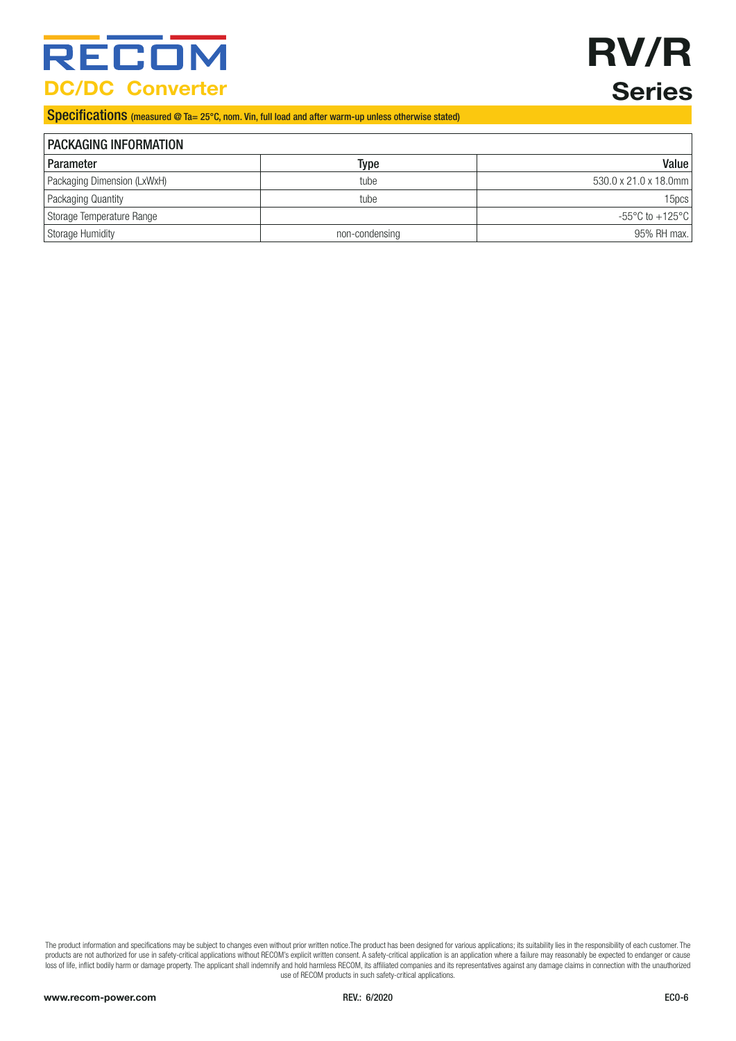## Specifications (measured @ Ta= 25°C, nom. Vin, full load and after warm-up unless otherwise stated)

| PACKAGING INFORMATION | | |
|---|---|---|
| Parameter | Type | Value |
| Packaging Dimension (LxWxH) | tube | 530.0 x 21.0 x 18.0mm |
| Packaging Quantity | tube | 15pcs |
| Storage Temperature Range | | -55°C to +125°C |
| Storage Humidity | non-condensing | 95% RH max. |

The product information and specifications may be subject to changes even without prior written notice.The product has been designed for various applications; its suitability lies in the responsibility of each customer. The products are not authorized for use in safety-critical applications without RECOM's explicit written consent. A safety-critical application is an application where a failure may reasonably be expected to endanger or cause loss of life, inflict bodily harm or damage property. The applicant shall indemnify and hold harmless RECOM, its affiliated companies and its representatives against any damage claims in connection with the unauthorized use of RECOM products in such safety-critical applications.